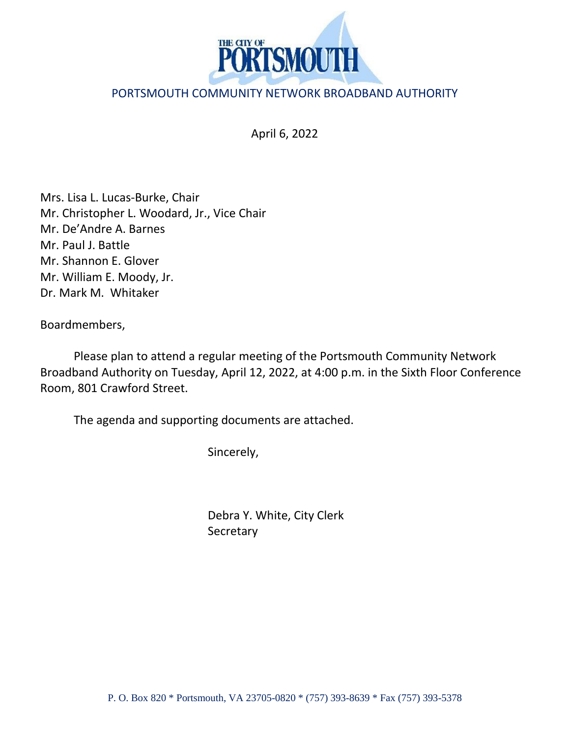THE CITY OF PORTSMOUTH

PORTSMOUTH COMMUNITY NETWORK BROADBAND AUTHORITY

April 6, 2022

Mrs. Lisa L. Lucas-Burke, Chair
Mr. Christopher L. Woodard, Jr., Vice Chair
Mr. De'Andre A. Barnes
Mr. Paul J. Battle
Mr. Shannon E. Glover
Mr. William E. Moody, Jr.
Dr. Mark M. Whitaker

Boardmembers,

Please plan to attend a regular meeting of the Portsmouth Community Network Broadband Authority on Tuesday, April 12, 2022, at 4:00 p.m. in the Sixth Floor Conference Room, 801 Crawford Street.

The agenda and supporting documents are attached.

Sincerely,

Debra Y. White, City Clerk
Secretary

P. O. Box 820 * Portsmouth, VA 23705-0820 * (757) 393-8639 * Fax (757) 393-5378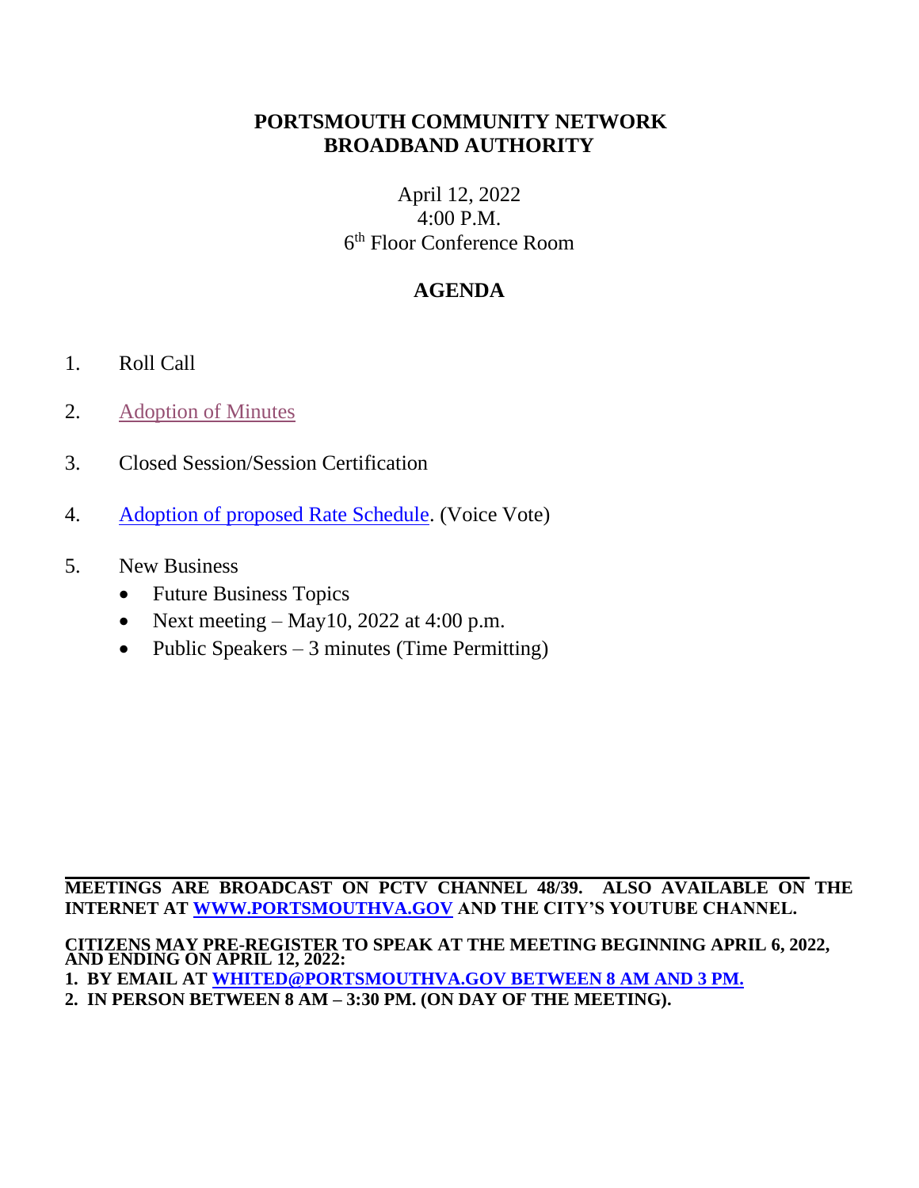# PORTSMOUTH COMMUNITY NETWORK BROADBAND AUTHORITY

April 12, 2022
4:00 P.M.
6th Floor Conference Room

## AGENDA

1. Roll Call

2. Adoption of Minutes

3. Closed Session/Session Certification

4. Adoption of proposed Rate Schedule. (Voice Vote)

5. New Business
   - Future Business Topics
   - Next meeting – May10, 2022 at 4:00 p.m.
   - Public Speakers – 3 minutes (Time Permitting)

---

**MEETINGS ARE BROADCAST ON PCTV CHANNEL 48/39. ALSO AVAILABLE ON THE INTERNET AT WWW.PORTSMOUTHVA.GOV AND THE CITY'S YOUTUBE CHANNEL.**

**CITIZENS MAY PRE-REGISTER TO SPEAK AT THE MEETING BEGINNING APRIL 6, 2022, AND ENDING ON APRIL 12, 2022:**

**1. BY EMAIL AT WHITED@PORTSMOUTHVA.GOV BETWEEN 8 AM AND 3 PM.**

**2. IN PERSON BETWEEN 8 AM – 3:30 PM. (ON DAY OF THE MEETING).**